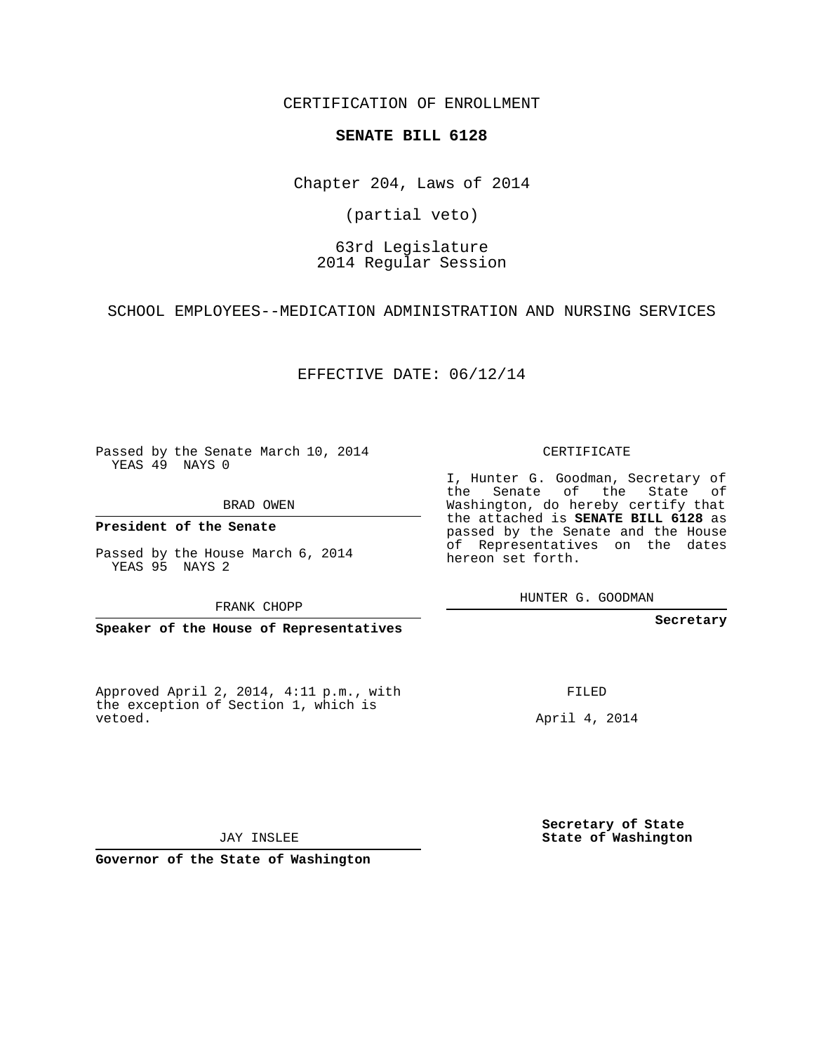CERTIFICATION OF ENROLLMENT

**SENATE BILL 6128**

Chapter 204, Laws of 2014

(partial veto)

63rd Legislature
2014 Regular Session

SCHOOL EMPLOYEES--MEDICATION ADMINISTRATION AND NURSING SERVICES

EFFECTIVE DATE: 06/12/14

Passed by the Senate March 10, 2014
YEAS 49 NAYS 0

BRAD OWEN

**President of the Senate**

Passed by the House March 6, 2014
YEAS 95 NAYS 2

FRANK CHOPP

**Speaker of the House of Representatives**

Approved April 2, 2014, 4:11 p.m., with the exception of Section 1, which is vetoed.

JAY INSLEE

**Governor of the State of Washington**

CERTIFICATE

I, Hunter G. Goodman, Secretary of the Senate of the State of Washington, do hereby certify that the attached is **SENATE BILL 6128** as passed by the Senate and the House of Representatives on the dates hereon set forth.

HUNTER G. GOODMAN

**Secretary**

FILED

April 4, 2014

**Secretary of State**
**State of Washington**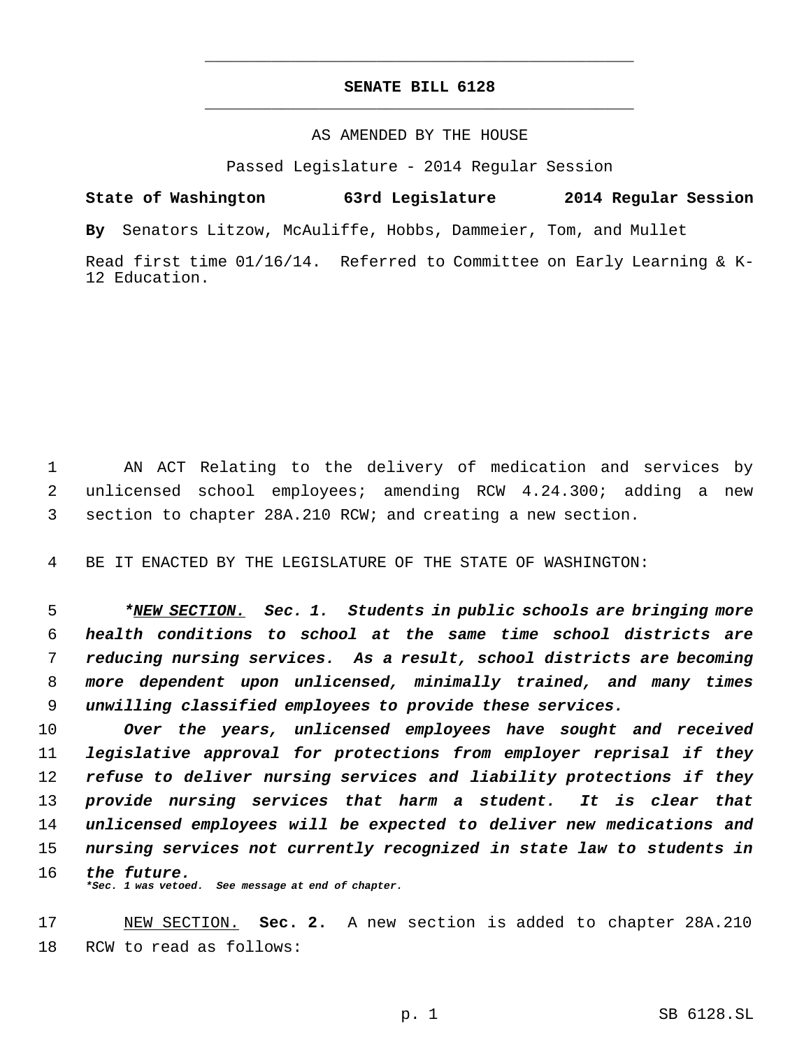# SENATE BILL 6128

AS AMENDED BY THE HOUSE

Passed Legislature - 2014 Regular Session

**State of Washington 63rd Legislature 2014 Regular Session**

**By** Senators Litzow, McAuliffe, Hobbs, Dammeier, Tom, and Mullet

Read first time 01/16/14. Referred to Committee on Early Learning & K-12 Education.

1 AN ACT Relating to the delivery of medication and services by
2 unlicensed school employees; amending RCW 4.24.300; adding a new
3 section to chapter 28A.210 RCW; and creating a new section.

4 BE IT ENACTED BY THE LEGISLATURE OF THE STATE OF WASHINGTON:

5 ***NEW SECTION.** **Sec. 1.** **Students in public schools are bringing more**
6 ***health conditions to school at the same time school districts are***
7 ***reducing nursing services. As a result, school districts are becoming***
8 ***more dependent upon unlicensed, minimally trained, and many times***
9 ***unwilling classified employees to provide these services.***

10 ***Over the years, unlicensed employees have sought and received***
11 ***legislative approval for protections from employer reprisal if they***
12 ***refuse to deliver nursing services and liability protections if they***
13 ***provide nursing services that harm a student. It is clear that***
14 ***unlicensed employees will be expected to deliver new medications and***
15 ***nursing services not currently recognized in state law to students in***
16 ***the future.***

****Sec. 1 was vetoed. See message at end of chapter.***

17 NEW SECTION. **Sec. 2.** A new section is added to chapter 28A.210
18 RCW to read as follows: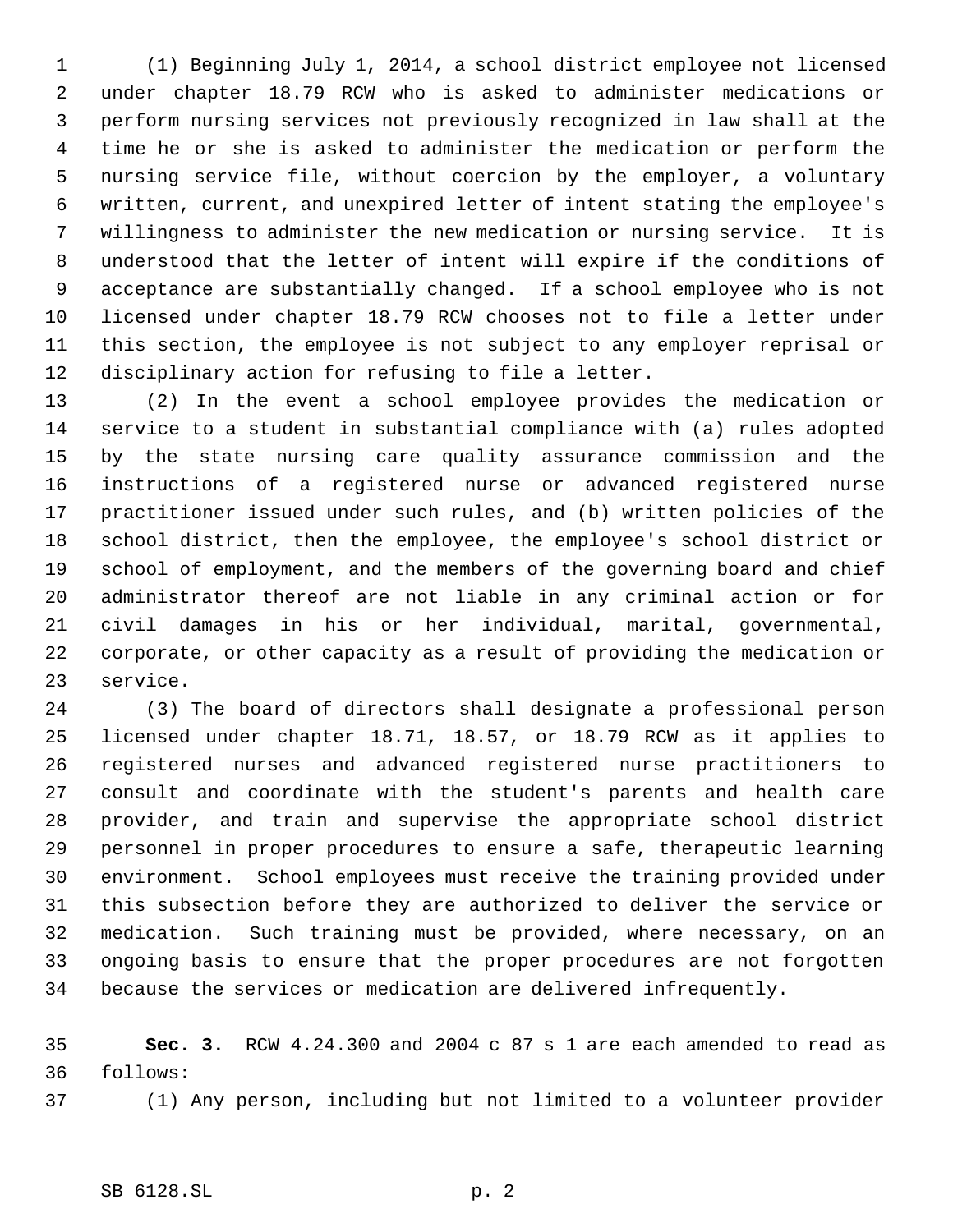(1) Beginning July 1, 2014, a school district employee not licensed under chapter 18.79 RCW who is asked to administer medications or perform nursing services not previously recognized in law shall at the time he or she is asked to administer the medication or perform the nursing service file, without coercion by the employer, a voluntary written, current, and unexpired letter of intent stating the employee's willingness to administer the new medication or nursing service. It is understood that the letter of intent will expire if the conditions of acceptance are substantially changed. If a school employee who is not licensed under chapter 18.79 RCW chooses not to file a letter under this section, the employee is not subject to any employer reprisal or disciplinary action for refusing to file a letter.

(2) In the event a school employee provides the medication or service to a student in substantial compliance with (a) rules adopted by the state nursing care quality assurance commission and the instructions of a registered nurse or advanced registered nurse practitioner issued under such rules, and (b) written policies of the school district, then the employee, the employee's school district or school of employment, and the members of the governing board and chief administrator thereof are not liable in any criminal action or for civil damages in his or her individual, marital, governmental, corporate, or other capacity as a result of providing the medication or service.

(3) The board of directors shall designate a professional person licensed under chapter 18.71, 18.57, or 18.79 RCW as it applies to registered nurses and advanced registered nurse practitioners to consult and coordinate with the student's parents and health care provider, and train and supervise the appropriate school district personnel in proper procedures to ensure a safe, therapeutic learning environment. School employees must receive the training provided under this subsection before they are authorized to deliver the service or medication. Such training must be provided, where necessary, on an ongoing basis to ensure that the proper procedures are not forgotten because the services or medication are delivered infrequently.

**Sec. 3.** RCW 4.24.300 and 2004 c 87 s 1 are each amended to read as follows:

(1) Any person, including but not limited to a volunteer provider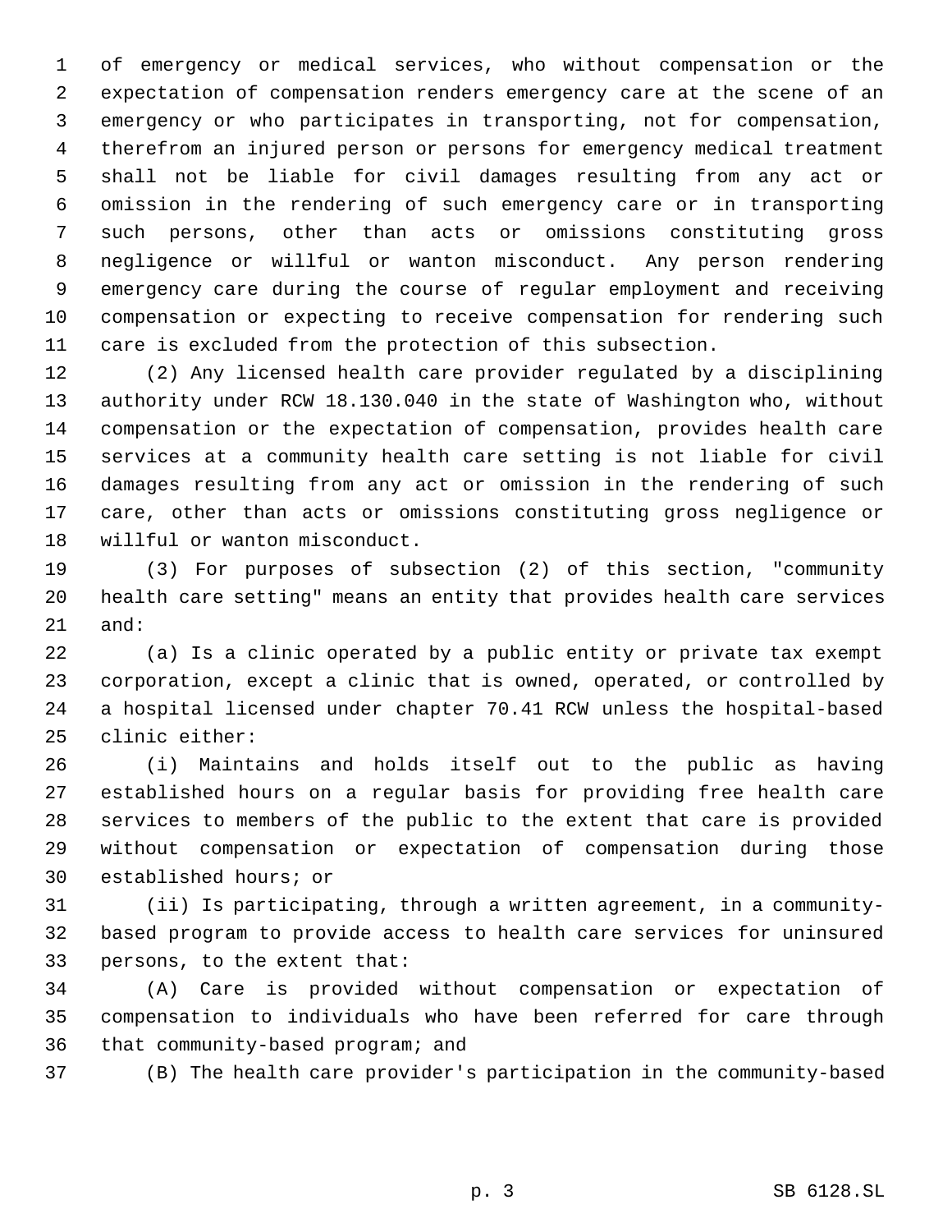of emergency or medical services, who without compensation or the expectation of compensation renders emergency care at the scene of an emergency or who participates in transporting, not for compensation, therefrom an injured person or persons for emergency medical treatment shall not be liable for civil damages resulting from any act or omission in the rendering of such emergency care or in transporting such persons, other than acts or omissions constituting gross negligence or willful or wanton misconduct. Any person rendering emergency care during the course of regular employment and receiving compensation or expecting to receive compensation for rendering such care is excluded from the protection of this subsection.

(2) Any licensed health care provider regulated by a disciplining authority under RCW 18.130.040 in the state of Washington who, without compensation or the expectation of compensation, provides health care services at a community health care setting is not liable for civil damages resulting from any act or omission in the rendering of such care, other than acts or omissions constituting gross negligence or willful or wanton misconduct.

(3) For purposes of subsection (2) of this section, "community health care setting" means an entity that provides health care services and:

(a) Is a clinic operated by a public entity or private tax exempt corporation, except a clinic that is owned, operated, or controlled by a hospital licensed under chapter 70.41 RCW unless the hospital-based clinic either:

(i) Maintains and holds itself out to the public as having established hours on a regular basis for providing free health care services to members of the public to the extent that care is provided without compensation or expectation of compensation during those established hours; or

(ii) Is participating, through a written agreement, in a community-based program to provide access to health care services for uninsured persons, to the extent that:

(A) Care is provided without compensation or expectation of compensation to individuals who have been referred for care through that community-based program; and

(B) The health care provider's participation in the community-based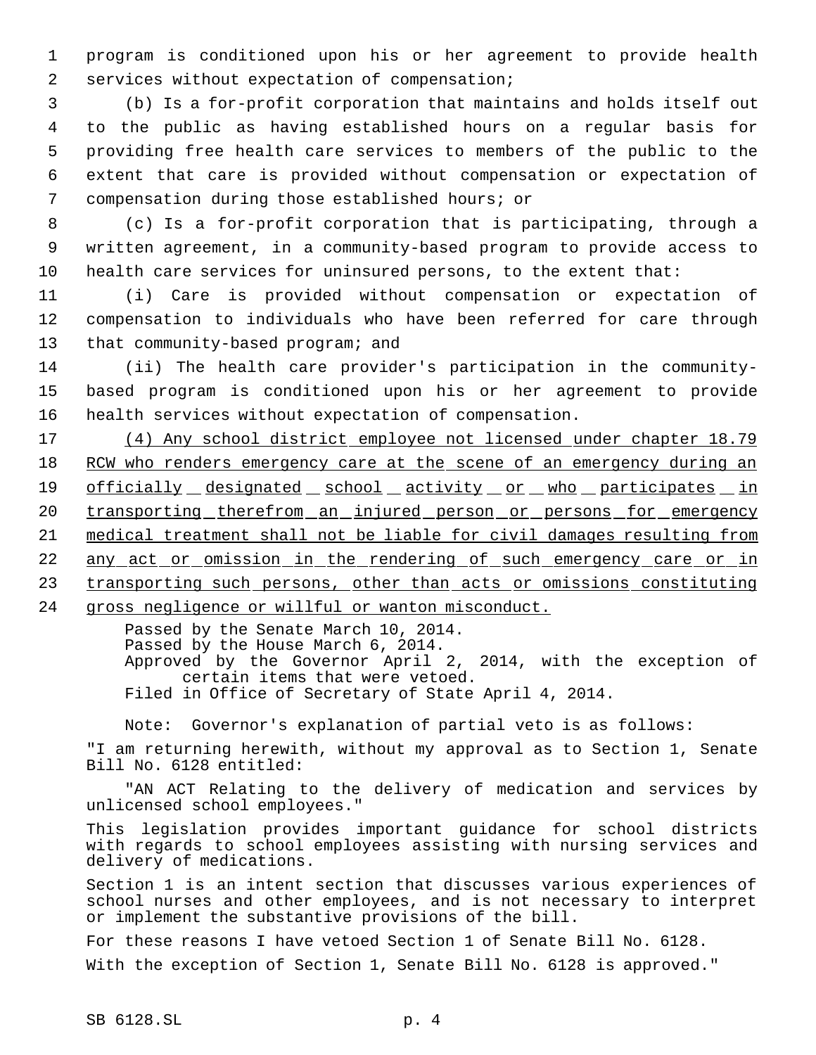program is conditioned upon his or her agreement to provide health services without expectation of compensation;

(b) Is a for-profit corporation that maintains and holds itself out to the public as having established hours on a regular basis for providing free health care services to members of the public to the extent that care is provided without compensation or expectation of compensation during those established hours; or

(c) Is a for-profit corporation that is participating, through a written agreement, in a community-based program to provide access to health care services for uninsured persons, to the extent that:

(i) Care is provided without compensation or expectation of compensation to individuals who have been referred for care through that community-based program; and

(ii) The health care provider's participation in the community-based program is conditioned upon his or her agreement to provide health services without expectation of compensation.

<u>(4) Any school district employee not licensed under chapter 18.79 RCW who renders emergency care at the scene of an emergency during an officially designated school activity or who participates in transporting therefrom an injured person or persons for emergency medical treatment shall not be liable for civil damages resulting from any act or omission in the rendering of such emergency care or in transporting such persons, other than acts or omissions constituting gross negligence or willful or wanton misconduct.</u>

Passed by the Senate March 10, 2014.
Passed by the House March 6, 2014.
Approved by the Governor April 2, 2014, with the exception of certain items that were vetoed.
Filed in Office of Secretary of State April 4, 2014.

Note: Governor's explanation of partial veto is as follows:

"I am returning herewith, without my approval as to Section 1, Senate Bill No. 6128 entitled:

"AN ACT Relating to the delivery of medication and services by unlicensed school employees."

This legislation provides important guidance for school districts with regards to school employees assisting with nursing services and delivery of medications.

Section 1 is an intent section that discusses various experiences of school nurses and other employees, and is not necessary to interpret or implement the substantive provisions of the bill.

For these reasons I have vetoed Section 1 of Senate Bill No. 6128.

With the exception of Section 1, Senate Bill No. 6128 is approved."